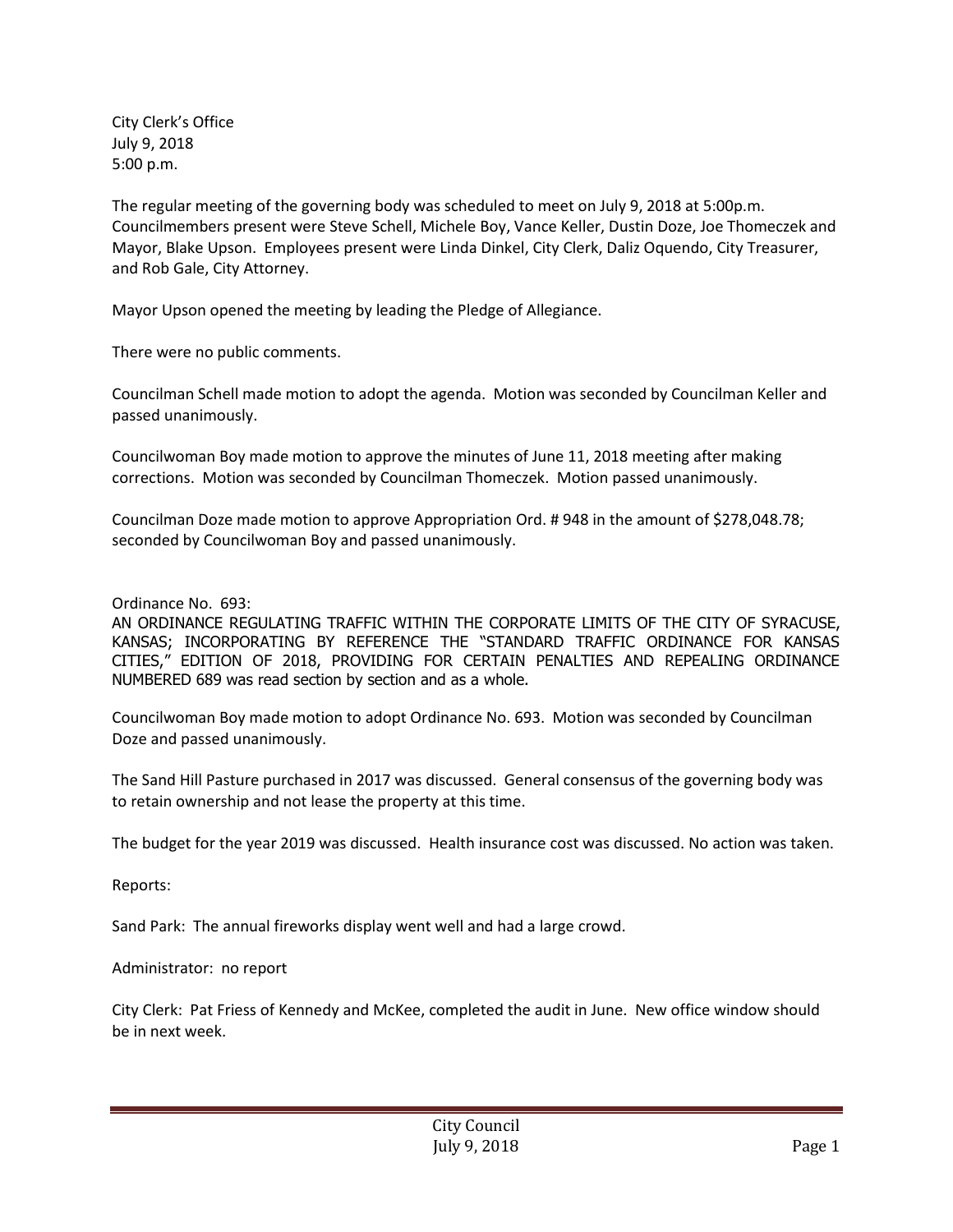City Clerk's Office
July 9, 2018
5:00 p.m.

The regular meeting of the governing body was scheduled to meet on July 9, 2018 at 5:00p.m. Councilmembers present were Steve Schell, Michele Boy, Vance Keller, Dustin Doze, Joe Thomeczek and Mayor, Blake Upson. Employees present were Linda Dinkel, City Clerk, Daliz Oquendo, City Treasurer, and Rob Gale, City Attorney.

Mayor Upson opened the meeting by leading the Pledge of Allegiance.

There were no public comments.

Councilman Schell made motion to adopt the agenda. Motion was seconded by Councilman Keller and passed unanimously.

Councilwoman Boy made motion to approve the minutes of June 11, 2018 meeting after making corrections. Motion was seconded by Councilman Thomeczek. Motion passed unanimously.

Councilman Doze made motion to approve Appropriation Ord. # 948 in the amount of $278,048.78; seconded by Councilwoman Boy and passed unanimously.

Ordinance No. 693:
AN ORDINANCE REGULATING TRAFFIC WITHIN THE CORPORATE LIMITS OF THE CITY OF SYRACUSE, KANSAS; INCORPORATING BY REFERENCE THE "STANDARD TRAFFIC ORDINANCE FOR KANSAS CITIES," EDITION OF 2018, PROVIDING FOR CERTAIN PENALTIES AND REPEALING ORDINANCE NUMBERED 689 was read section by section and as a whole.

Councilwoman Boy made motion to adopt Ordinance No. 693. Motion was seconded by Councilman Doze and passed unanimously.

The Sand Hill Pasture purchased in 2017 was discussed. General consensus of the governing body was to retain ownership and not lease the property at this time.

The budget for the year 2019 was discussed. Health insurance cost was discussed. No action was taken.

Reports:

Sand Park: The annual fireworks display went well and had a large crowd.

Administrator: no report

City Clerk: Pat Friess of Kennedy and McKee, completed the audit in June. New office window should be in next week.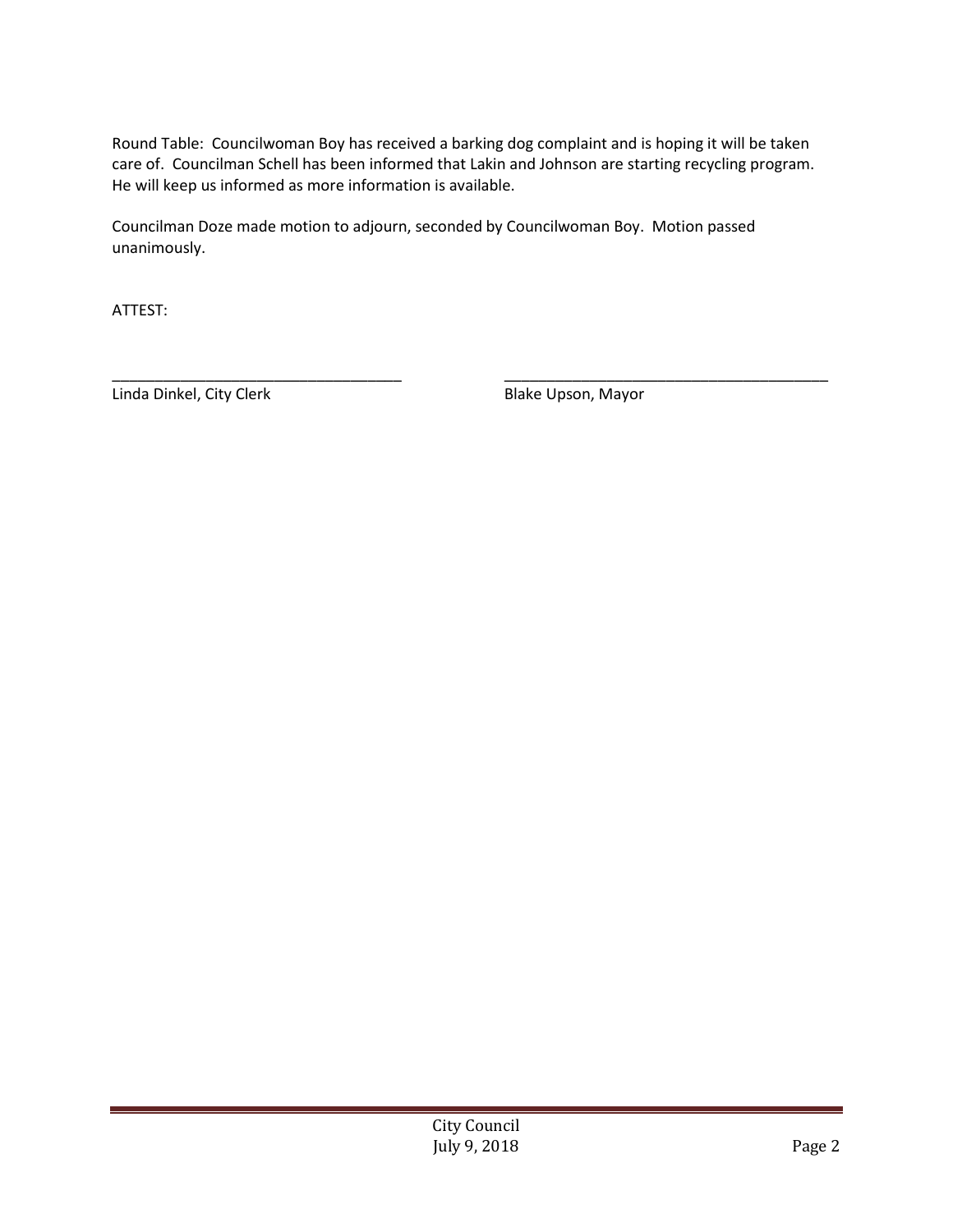Round Table: Councilwoman Boy has received a barking dog complaint and is hoping it will be taken care of. Councilman Schell has been informed that Lakin and Johnson are starting recycling program. He will keep us informed as more information is available.

Councilman Doze made motion to adjourn, seconded by Councilwoman Boy. Motion passed unanimously.

ATTEST:

| | |
|---|---|
| ___________________________________ | _______________________________________ |
| Linda Dinkel, City Clerk | Blake Upson, Mayor |